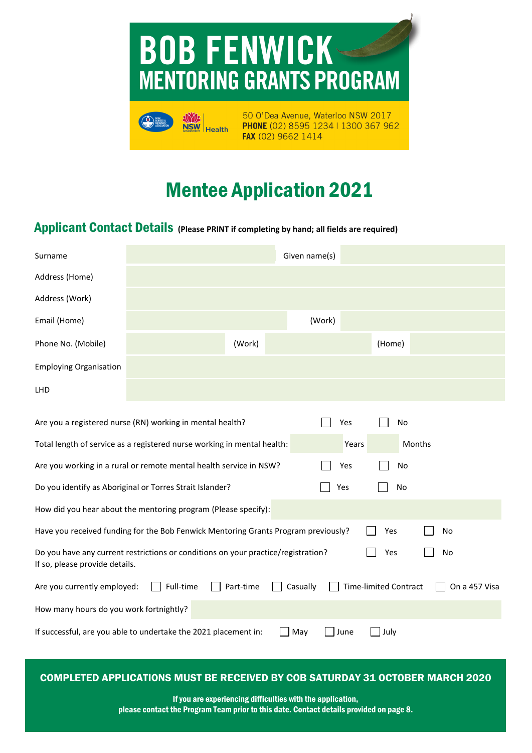# BOB FENWICK
## MENTORING GRANTS PROGRAM

50 O'Dea Avenue, Waterloo NSW 2017
**PHONE** (02) 8595 1234 | 1300 367 962
**FAX** (02) 9662 1414

# Mentee Application 2021

## Applicant Contact Details **(Please PRINT if completing by hand; all fields are required)**

| | | | | | |
|---|---|---|---|---|---|
| Surname | | Given name(s) | | | |
| Address (Home) | | | | | |
| Address (Work) | | | | | |
| Email (Home) | | (Work) | | | |
| Phone No. (Mobile) | | (Work) | | (Home) | |
| Employing Organisation | | | | | |
| LHD | | | | | |

Are you a registered nurse (RN) working in mental health? ☐ Yes ☐ No

Total length of service as a registered nurse working in mental health: ____ Years ____ Months

Are you working in a rural or remote mental health service in NSW? ☐ Yes ☐ No

Do you identify as Aboriginal or Torres Strait Islander? ☐ Yes ☐ No

How did you hear about the mentoring program (Please specify): ____

Have you received funding for the Bob Fenwick Mentoring Grants Program previously? ☐ Yes ☐ No

Do you have any current restrictions or conditions on your practice/registration? ☐ Yes ☐ No
If so, please provide details.

Are you currently employed: ☐ Full-time ☐ Part-time ☐ Casually ☐ Time-limited Contract ☐ On a 457 Visa

How many hours do you work fortnightly? ____

If successful, are you able to undertake the 2021 placement in: ☐ May ☐ June ☐ July

**COMPLETED APPLICATIONS MUST BE RECEIVED BY COB SATURDAY 31 OCTOBER MARCH 2020**

**If you are experiencing difficulties with the application, please contact the Program Team prior to this date. Contact details provided on page 8.**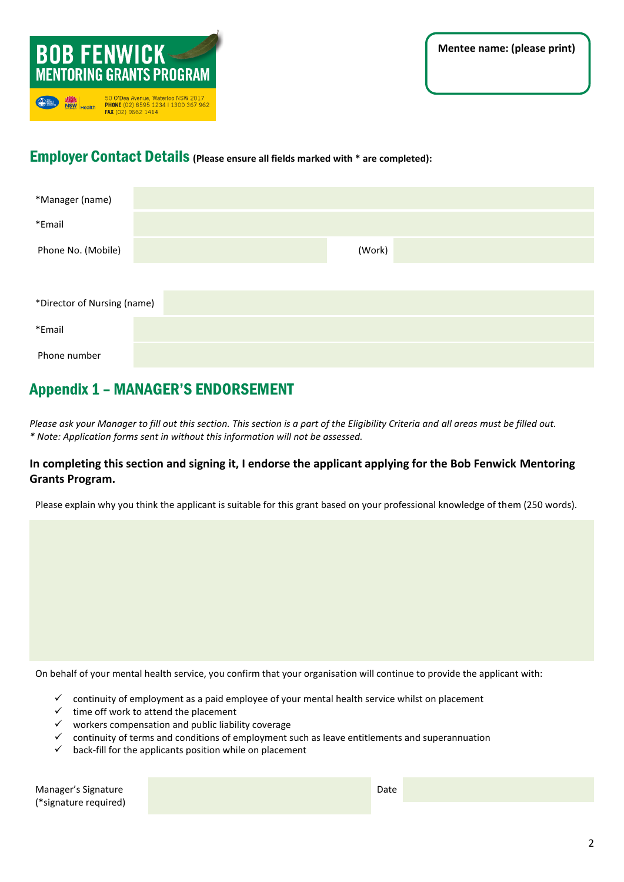**BOB FENWICK MENTORING GRANTS PROGRAM**

50 O'Dea Avenue, Waterloo NSW 2017
**PHONE** (02) 8595 1234 | 1300 367 962
**FAX** (02) 9662 1414

**Mentee name: (please print)**

## Employer Contact Details (Please ensure all fields marked with * are completed):

| | | | |
|---|---|---|---|
| *Manager (name) | | | |
| *Email | | | |
| Phone No. (Mobile) | | (Work) | |

| | |
|---|---|
| *Director of Nursing (name) | |
| *Email | |
| Phone number | |

## Appendix 1 – MANAGER'S ENDORSEMENT

*Please ask your Manager to fill out this section. This section is a part of the Eligibility Criteria and all areas must be filled out.*
*\* Note: Application forms sent in without this information will not be assessed.*

**In completing this section and signing it, I endorse the applicant applying for the Bob Fenwick Mentoring Grants Program.**

Please explain why you think the applicant is suitable for this grant based on your professional knowledge of them (250 words).

On behalf of your mental health service, you confirm that your organisation will continue to provide the applicant with:

- ✓ continuity of employment as a paid employee of your mental health service whilst on placement
- ✓ time off work to attend the placement
- ✓ workers compensation and public liability coverage
- ✓ continuity of terms and conditions of employment such as leave entitlements and superannuation
- ✓ back-fill for the applicants position while on placement

| | | | |
|---|---|---|---|
| Manager's Signature (*signature required) | | Date | |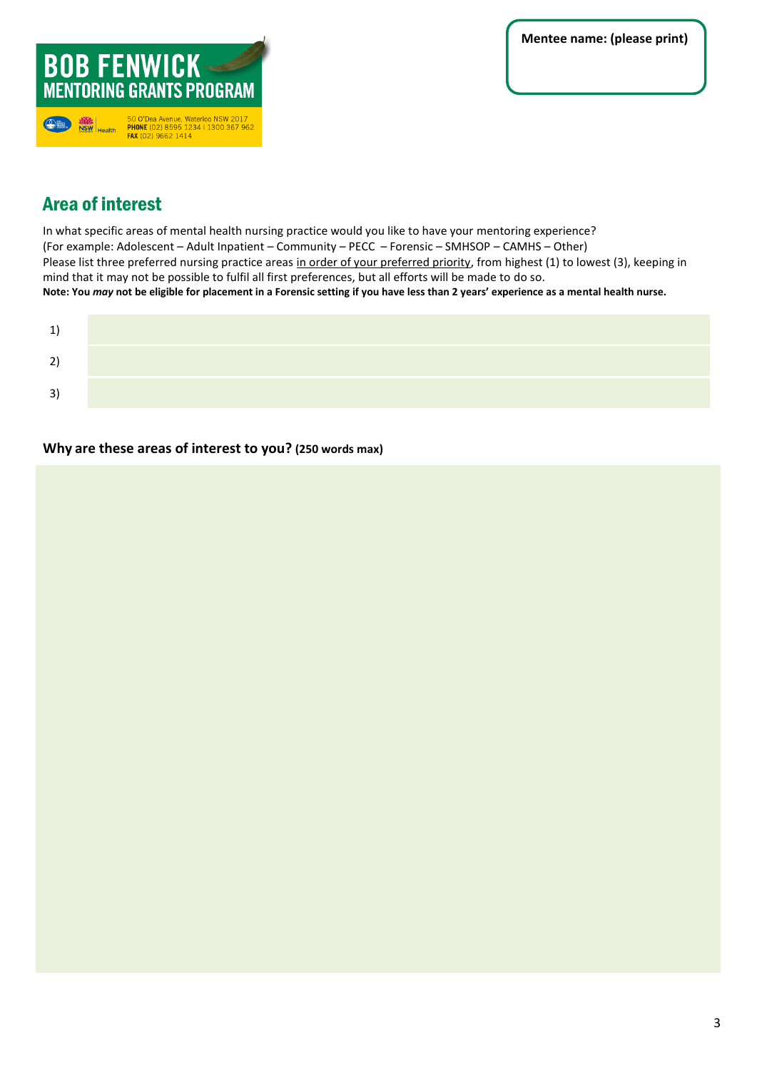**BOB FENWICK MENTORING GRANTS PROGRAM**

50 O'Dea Avenue, Waterloo NSW 2017
**PHONE** (02) 8595 1234 | 1300 367 962
**FAX** (02) 9662 1414

**Mentee name: (please print)**

## Area of interest

In what specific areas of mental health nursing practice would you like to have your mentoring experience?
(For example: Adolescent – Adult Inpatient – Community – PECC – Forensic – SMHSOP – CAMHS – Other)
Please list three preferred nursing practice areas in order of your preferred priority, from highest (1) to lowest (3), keeping in mind that it may not be possible to fulfil all first preferences, but all efforts will be made to do so.
**Note: You *may* not be eligible for placement in a Forensic setting if you have less than 2 years' experience as a mental health nurse.**

1)

2)

3)

**Why are these areas of interest to you? (250 words max)**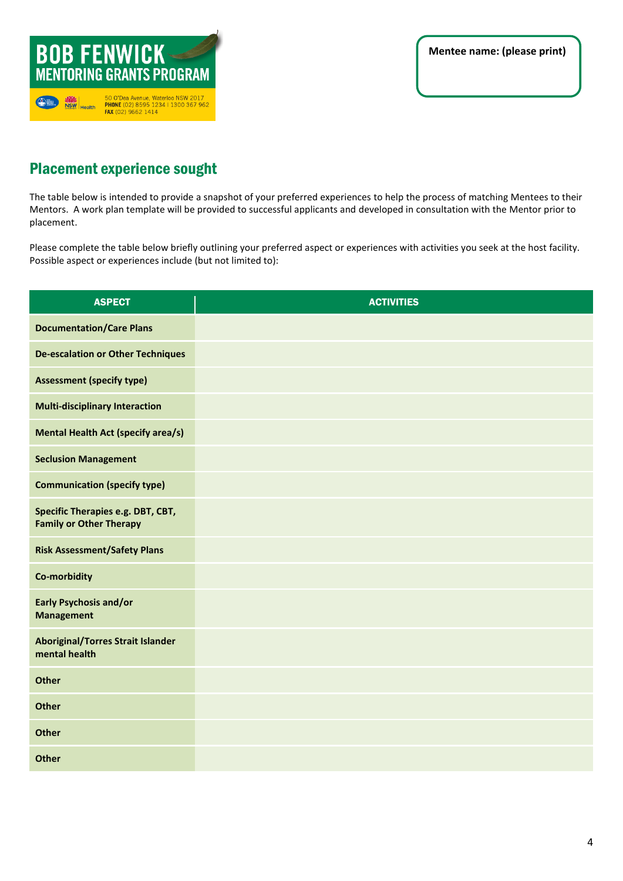**BOB FENWICK MENTORING GRANTS PROGRAM**

50 O'Dea Avenue, Waterloo NSW 2017
PHONE (02) 8595 1234 | 1300 367 962
FAX (02) 9662 1414

**Mentee name: (please print)**

## Placement experience sought

The table below is intended to provide a snapshot of your preferred experiences to help the process of matching Mentees to their Mentors. A work plan template will be provided to successful applicants and developed in consultation with the Mentor prior to placement.

Please complete the table below briefly outlining your preferred aspect or experiences with activities you seek at the host facility. Possible aspect or experiences include (but not limited to):

| ASPECT | ACTIVITIES |
|---|---|
| **Documentation/Care Plans** | |
| **De-escalation or Other Techniques** | |
| **Assessment (specify type)** | |
| **Multi-disciplinary Interaction** | |
| **Mental Health Act (specify area/s)** | |
| **Seclusion Management** | |
| **Communication (specify type)** | |
| **Specific Therapies e.g. DBT, CBT, Family or Other Therapy** | |
| **Risk Assessment/Safety Plans** | |
| **Co-morbidity** | |
| **Early Psychosis and/or Management** | |
| **Aboriginal/Torres Strait Islander mental health** | |
| **Other** | |
| **Other** | |
| **Other** | |
| **Other** | |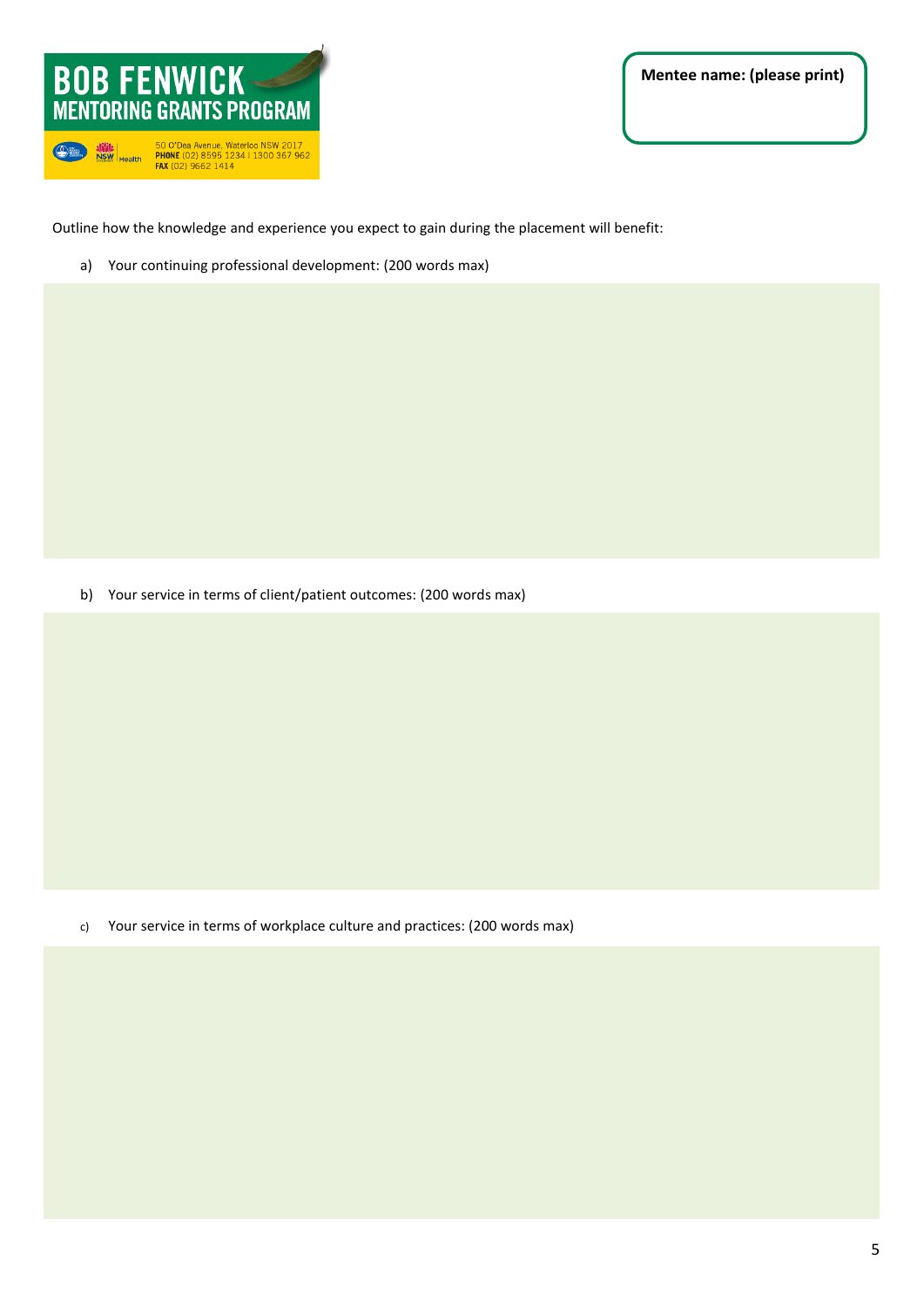**BOB FENWICK MENTORING GRANTS PROGRAM**

50 O'Dea Avenue, Waterloo NSW 2017
PHONE (02) 8595 1234 | 1300 367 962
FAX (02) 9662 1414

**Mentee name: (please print)**

Outline how the knowledge and experience you expect to gain during the placement will benefit:

a) Your continuing professional development: (200 words max)

b) Your service in terms of client/patient outcomes: (200 words max)

c) Your service in terms of workplace culture and practices: (200 words max)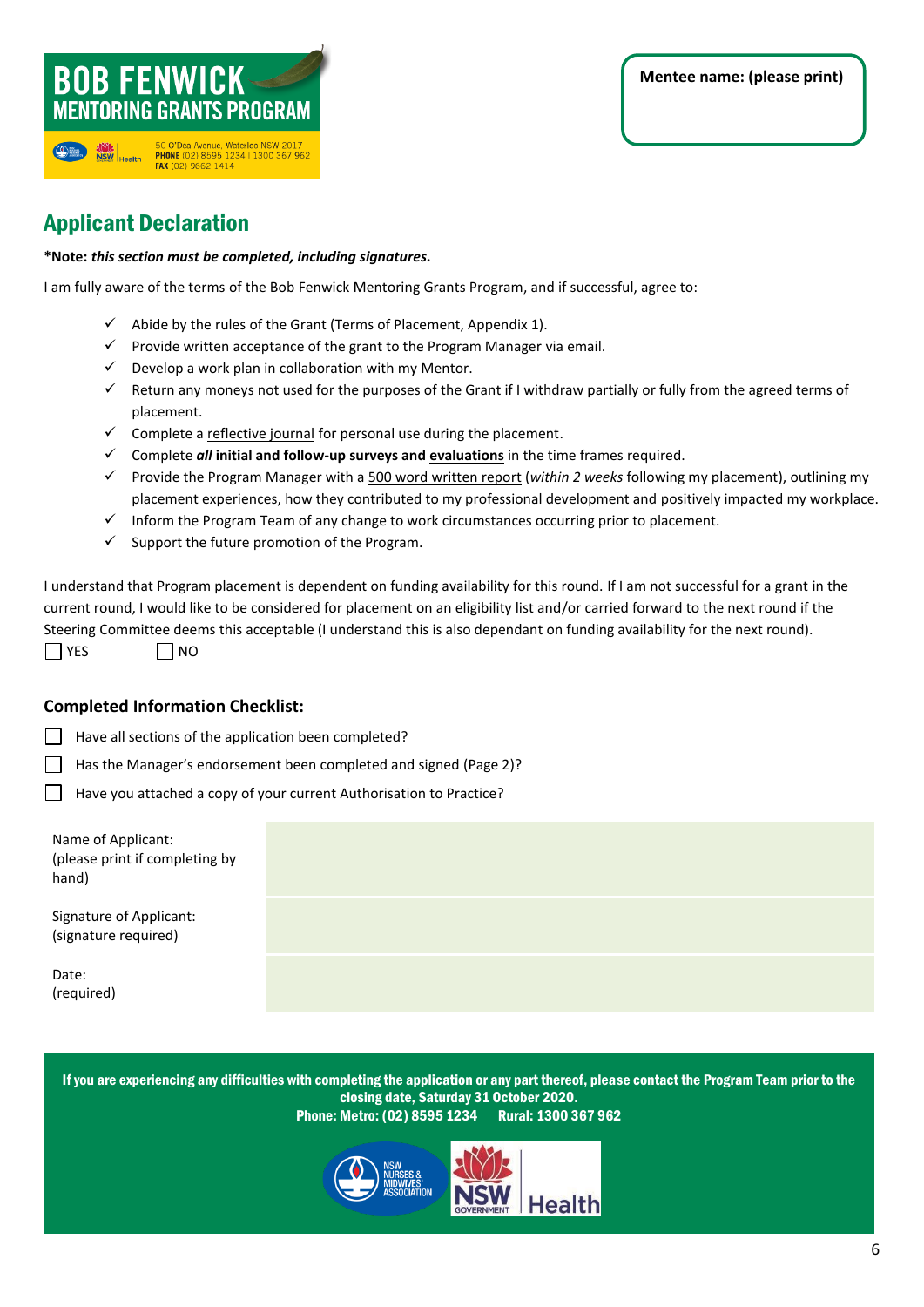**BOB FENWICK MENTORING GRANTS PROGRAM**

50 O'Dea Avenue, Waterloo NSW 2017
**PHONE** (02) 8595 1234 | 1300 367 962
**FAX** (02) 9662 1414

**Mentee name: (please print)**

## Applicant Declaration

***Note:** ***this section must be completed, including signatures.***

I am fully aware of the terms of the Bob Fenwick Mentoring Grants Program, and if successful, agree to:

- ✓ Abide by the rules of the Grant (Terms of Placement, Appendix 1).
- ✓ Provide written acceptance of the grant to the Program Manager via email.
- ✓ Develop a work plan in collaboration with my Mentor.
- ✓ Return any moneys not used for the purposes of the Grant if I withdraw partially or fully from the agreed terms of placement.
- ✓ Complete a reflective journal for personal use during the placement.
- ✓ Complete ***all*** **initial and follow-up surveys and evaluations** in the time frames required.
- ✓ Provide the Program Manager with a 500 word written report (*within 2 weeks* following my placement), outlining my placement experiences, how they contributed to my professional development and positively impacted my workplace.
- ✓ Inform the Program Team of any change to work circumstances occurring prior to placement.
- ✓ Support the future promotion of the Program.

I understand that Program placement is dependent on funding availability for this round. If I am not successful for a grant in the current round, I would like to be considered for placement on an eligibility list and/or carried forward to the next round if the Steering Committee deems this acceptable (I understand this is also dependant on funding availability for the next round).

☐ YES ☐ NO

### Completed Information Checklist:

☐ Have all sections of the application been completed?

☐ Has the Manager's endorsement been completed and signed (Page 2)?

☐ Have you attached a copy of your current Authorisation to Practice?

| | |
|---|---|
| Name of Applicant: (please print if completing by hand) | |
| Signature of Applicant: (signature required) | |
| Date: (required) | |

**If you are experiencing any difficulties with completing the application or any part thereof, please contact the Program Team prior to the closing date, Saturday 31 October 2020.**
**Phone: Metro: (02) 8595 1234 Rural: 1300 367 962**

NSW Nurses & Midwives' Association | NSW Government Health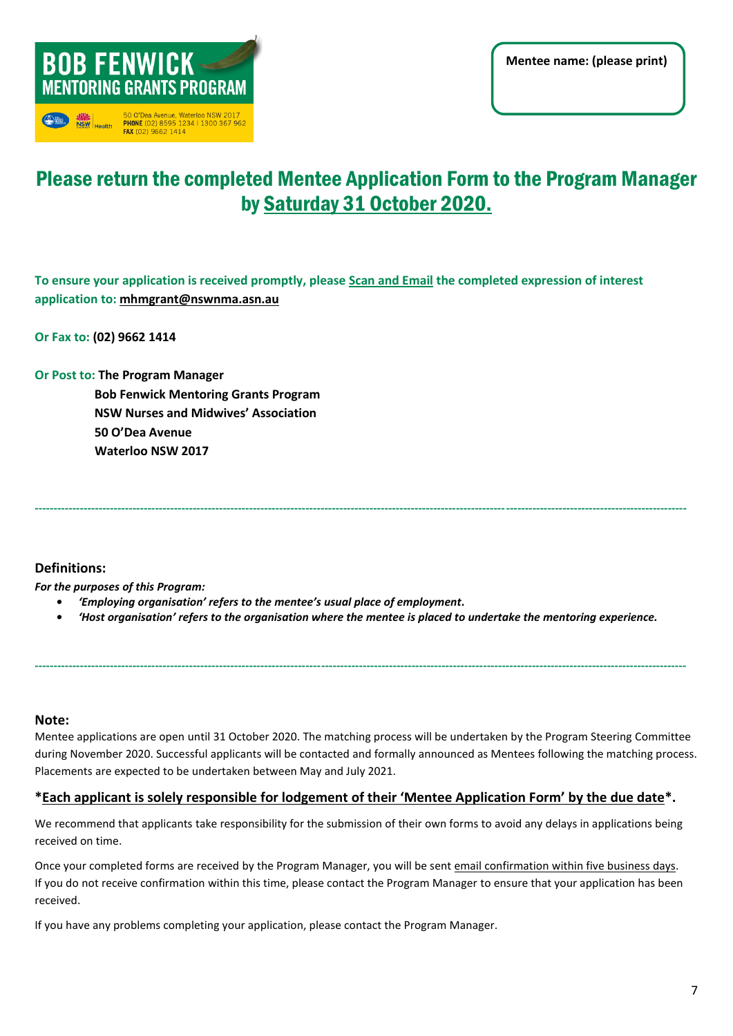**BOB FENWICK**
**MENTORING GRANTS PROGRAM**

50 O'Dea Avenue, Waterloo NSW 2017
**PHONE** (02) 8595 1234 | 1300 367 962
**FAX** (02) 9662 1414

**Mentee name: (please print)**

## Please return the completed Mentee Application Form to the Program Manager by Saturday 31 October 2020.

**To ensure your application is received promptly, please Scan and Email the completed expression of interest application to: mhmgrant@nswnma.asn.au**

**Or Fax to: (02) 9662 1414**

**Or Post to: The Program Manager**
**Bob Fenwick Mentoring Grants Program**
**NSW Nurses and Midwives' Association**
**50 O'Dea Avenue**
**Waterloo NSW 2017**

---

### Definitions:

***For the purposes of this Program:***

- ***'Employing organisation' refers to the mentee's usual place of employment.***
- ***'Host organisation' refers to the organisation where the mentee is placed to undertake the mentoring experience.***

---

### Note:

Mentee applications are open until 31 October 2020. The matching process will be undertaken by the Program Steering Committee during November 2020. Successful applicants will be contacted and formally announced as Mentees following the matching process. Placements are expected to be undertaken between May and July 2021.

**\*Each applicant is solely responsible for lodgement of their 'Mentee Application Form' by the due date\*.**

We recommend that applicants take responsibility for the submission of their own forms to avoid any delays in applications being received on time.

Once your completed forms are received by the Program Manager, you will be sent email confirmation within five business days. If you do not receive confirmation within this time, please contact the Program Manager to ensure that your application has been received.

If you have any problems completing your application, please contact the Program Manager.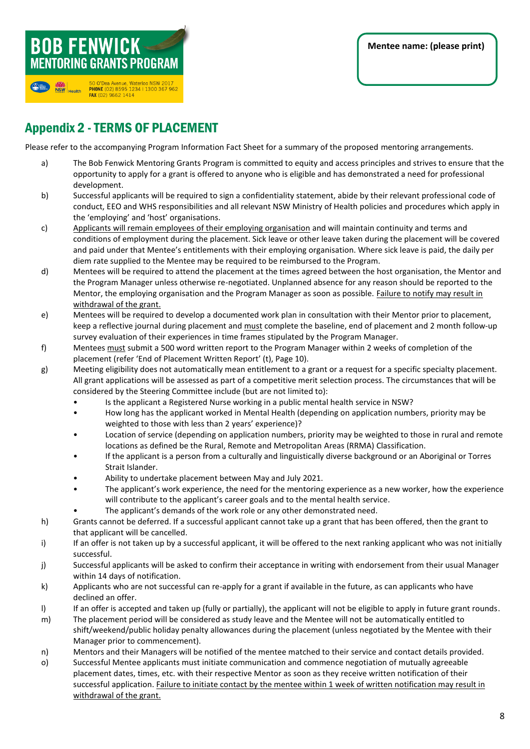**BOB FENWICK MENTORING GRANTS PROGRAM**

50 O'Dea Avenue, Waterloo NSW 2017
**PHONE** (02) 8595 1234 | 1300 367 962
**FAX** (02) 9662 1414

**Mentee name: (please print)**

## Appendix 2 - TERMS OF PLACEMENT

Please refer to the accompanying Program Information Fact Sheet for a summary of the proposed mentoring arrangements.

a) The Bob Fenwick Mentoring Grants Program is committed to equity and access principles and strives to ensure that the opportunity to apply for a grant is offered to anyone who is eligible and has demonstrated a need for professional development.

b) Successful applicants will be required to sign a confidentiality statement, abide by their relevant professional code of conduct, EEO and WHS responsibilities and all relevant NSW Ministry of Health policies and procedures which apply in the 'employing' and 'host' organisations.

c) <u>Applicants will remain employees of their employing organisation</u> and will maintain continuity and terms and conditions of employment during the placement. Sick leave or other leave taken during the placement will be covered and paid under that Mentee's entitlements with their employing organisation. Where sick leave is paid, the daily per diem rate supplied to the Mentee may be required to be reimbursed to the Program.

d) Mentees will be required to attend the placement at the times agreed between the host organisation, the Mentor and the Program Manager unless otherwise re-negotiated. Unplanned absence for any reason should be reported to the Mentor, the employing organisation and the Program Manager as soon as possible. <u>Failure to notify may result in withdrawal of the grant.</u>

e) Mentees will be required to develop a documented work plan in consultation with their Mentor prior to placement, keep a reflective journal during placement and <u>must</u> complete the baseline, end of placement and 2 month follow-up survey evaluation of their experiences in time frames stipulated by the Program Manager.

f) Mentees <u>must</u> submit a 500 word written report to the Program Manager within 2 weeks of completion of the placement (refer 'End of Placement Written Report' (t), Page 10).

g) Meeting eligibility does not automatically mean entitlement to a grant or a request for a specific specialty placement. All grant applications will be assessed as part of a competitive merit selection process. The circumstances that will be considered by the Steering Committee include (but are not limited to):
   - Is the applicant a Registered Nurse working in a public mental health service in NSW?
   - How long has the applicant worked in Mental Health (depending on application numbers, priority may be weighted to those with less than 2 years' experience)?
   - Location of service (depending on application numbers, priority may be weighted to those in rural and remote locations as defined be the Rural, Remote and Metropolitan Areas (RRMA) Classification.
   - If the applicant is a person from a culturally and linguistically diverse background or an Aboriginal or Torres Strait Islander.
   - Ability to undertake placement between May and July 2021.
   - The applicant's work experience, the need for the mentoring experience as a new worker, how the experience will contribute to the applicant's career goals and to the mental health service.
   - The applicant's demands of the work role or any other demonstrated need.

h) Grants cannot be deferred. If a successful applicant cannot take up a grant that has been offered, then the grant to that applicant will be cancelled.

i) If an offer is not taken up by a successful applicant, it will be offered to the next ranking applicant who was not initially successful.

j) Successful applicants will be asked to confirm their acceptance in writing with endorsement from their usual Manager within 14 days of notification.

k) Applicants who are not successful can re-apply for a grant if available in the future, as can applicants who have declined an offer.

l) If an offer is accepted and taken up (fully or partially), the applicant will not be eligible to apply in future grant rounds.

m) The placement period will be considered as study leave and the Mentee will not be automatically entitled to shift/weekend/public holiday penalty allowances during the placement (unless negotiated by the Mentee with their Manager prior to commencement).

n) Mentors and their Managers will be notified of the mentee matched to their service and contact details provided.

o) Successful Mentee applicants must initiate communication and commence negotiation of mutually agreeable placement dates, times, etc. with their respective Mentor as soon as they receive written notification of their successful application. <u>Failure to initiate contact by the mentee within 1 week of written notification may result in withdrawal of the grant.</u>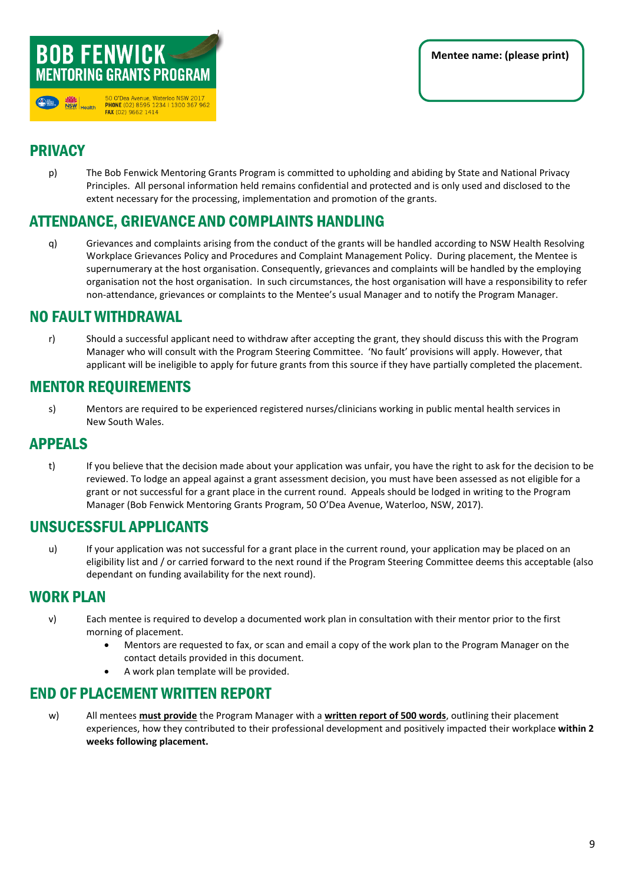**BOB FENWICK MENTORING GRANTS PROGRAM**

50 O'Dea Avenue, Waterloo NSW 2017
**PHONE** (02) 8595 1234 | 1300 367 962
**FAX** (02) 9662 1414

**Mentee name: (please print)**

## PRIVACY

p) The Bob Fenwick Mentoring Grants Program is committed to upholding and abiding by State and National Privacy Principles. All personal information held remains confidential and protected and is only used and disclosed to the extent necessary for the processing, implementation and promotion of the grants.

## ATTENDANCE, GRIEVANCE AND COMPLAINTS HANDLING

q) Grievances and complaints arising from the conduct of the grants will be handled according to NSW Health Resolving Workplace Grievances Policy and Procedures and Complaint Management Policy. During placement, the Mentee is supernumerary at the host organisation. Consequently, grievances and complaints will be handled by the employing organisation not the host organisation. In such circumstances, the host organisation will have a responsibility to refer non-attendance, grievances or complaints to the Mentee's usual Manager and to notify the Program Manager.

## NO FAULT WITHDRAWAL

r) Should a successful applicant need to withdraw after accepting the grant, they should discuss this with the Program Manager who will consult with the Program Steering Committee. 'No fault' provisions will apply. However, that applicant will be ineligible to apply for future grants from this source if they have partially completed the placement.

## MENTOR REQUIREMENTS

s) Mentors are required to be experienced registered nurses/clinicians working in public mental health services in New South Wales.

## APPEALS

t) If you believe that the decision made about your application was unfair, you have the right to ask for the decision to be reviewed. To lodge an appeal against a grant assessment decision, you must have been assessed as not eligible for a grant or not successful for a grant place in the current round. Appeals should be lodged in writing to the Program Manager (Bob Fenwick Mentoring Grants Program, 50 O'Dea Avenue, Waterloo, NSW, 2017).

## UNSUCESSFUL APPLICANTS

u) If your application was not successful for a grant place in the current round, your application may be placed on an eligibility list and / or carried forward to the next round if the Program Steering Committee deems this acceptable (also dependant on funding availability for the next round).

## WORK PLAN

v) Each mentee is required to develop a documented work plan in consultation with their mentor prior to the first morning of placement.
- Mentors are requested to fax, or scan and email a copy of the work plan to the Program Manager on the contact details provided in this document.
- A work plan template will be provided.

## END OF PLACEMENT WRITTEN REPORT

w) All mentees **must provide** the Program Manager with a **written report of 500 words**, outlining their placement experiences, how they contributed to their professional development and positively impacted their workplace **within 2 weeks following placement.**